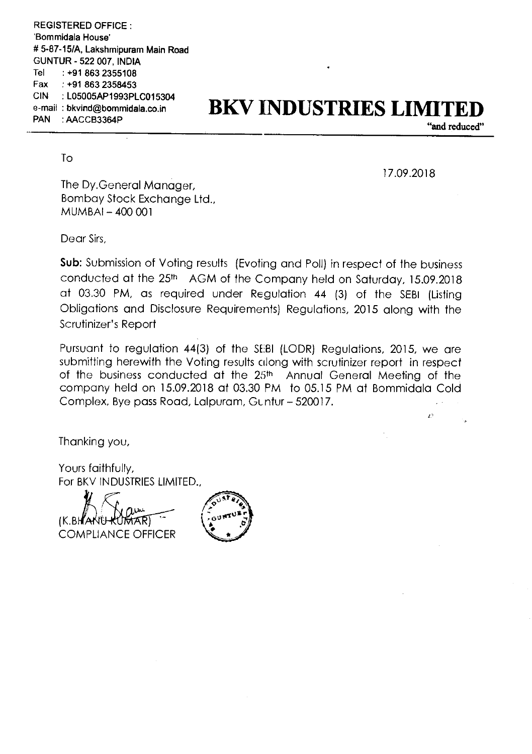REGISTERED OFFICE :
'Bommidala House'
# 5-87-15/A, Lakshmipuram Main Road
GUNTUR - 522 007, INDIA
Tel : +91 863 2355108
Fax : +91 863 2358453
CIN : L05005AP1993PLC015304
e-mail : bkvind@bommidala.co.in
PAN : AACCB3364P

# BKV INDUSTRIES LIMITED

"and reduced"

To

17.09.2018

The Dy.General Manager,
Bombay Stock Exchange Ltd.,
MUMBAI – 400 001

Dear Sirs,

**Sub:** Submission of Voting results (Evoting and Poll) in respect of the business conducted at the 25th AGM of the Company held on Saturday, 15.09.2018 at 03.30 PM, as required under Regulation 44 (3) of the SEBI (Listing Obligations and Disclosure Requirements) Regulations, 2015 along with the Scrutinizer's Report

Pursuant to regulation 44(3) of the SEBI (LODR) Regulations, 2015, we are submitting herewith the Voting results along with scrutinizer report in respect of the business conducted at the 25th Annual General Meeting of the company held on 15.09.2018 at 03.30 PM to 05.15 PM at Bommidala Cold Complex, Bye pass Road, Lalpuram, Guntur – 520017.

Thanking you,

Yours faithfully,
For BKV INDUSTRIES LIMITED.,

(K.BHANU KUMAR)
COMPLIANCE OFFICER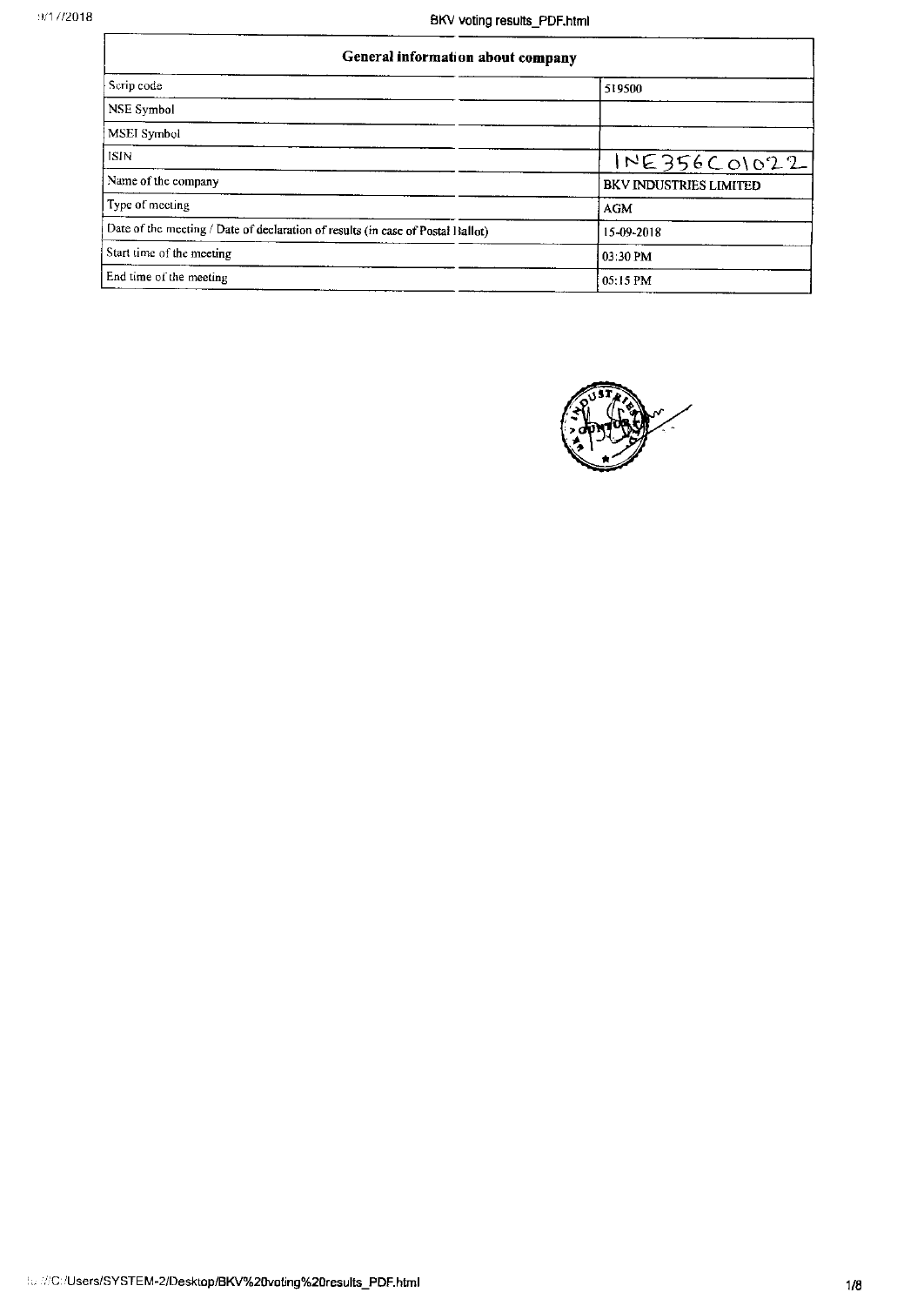| General information about company | |
|---|---|
| Scrip code | 519500 |
| NSE Symbol | |
| MSEI Symbol | |
| ISIN | INE356C01022 |
| Name of the company | BKV INDUSTRIES LIMITED |
| Type of meeting | AGM |
| Date of the meeting / Date of declaration of results (in case of Postal Ballot) | 15-09-2018 |
| Start time of the meeting | 03:30 PM |
| End time of the meeting | 05:15 PM |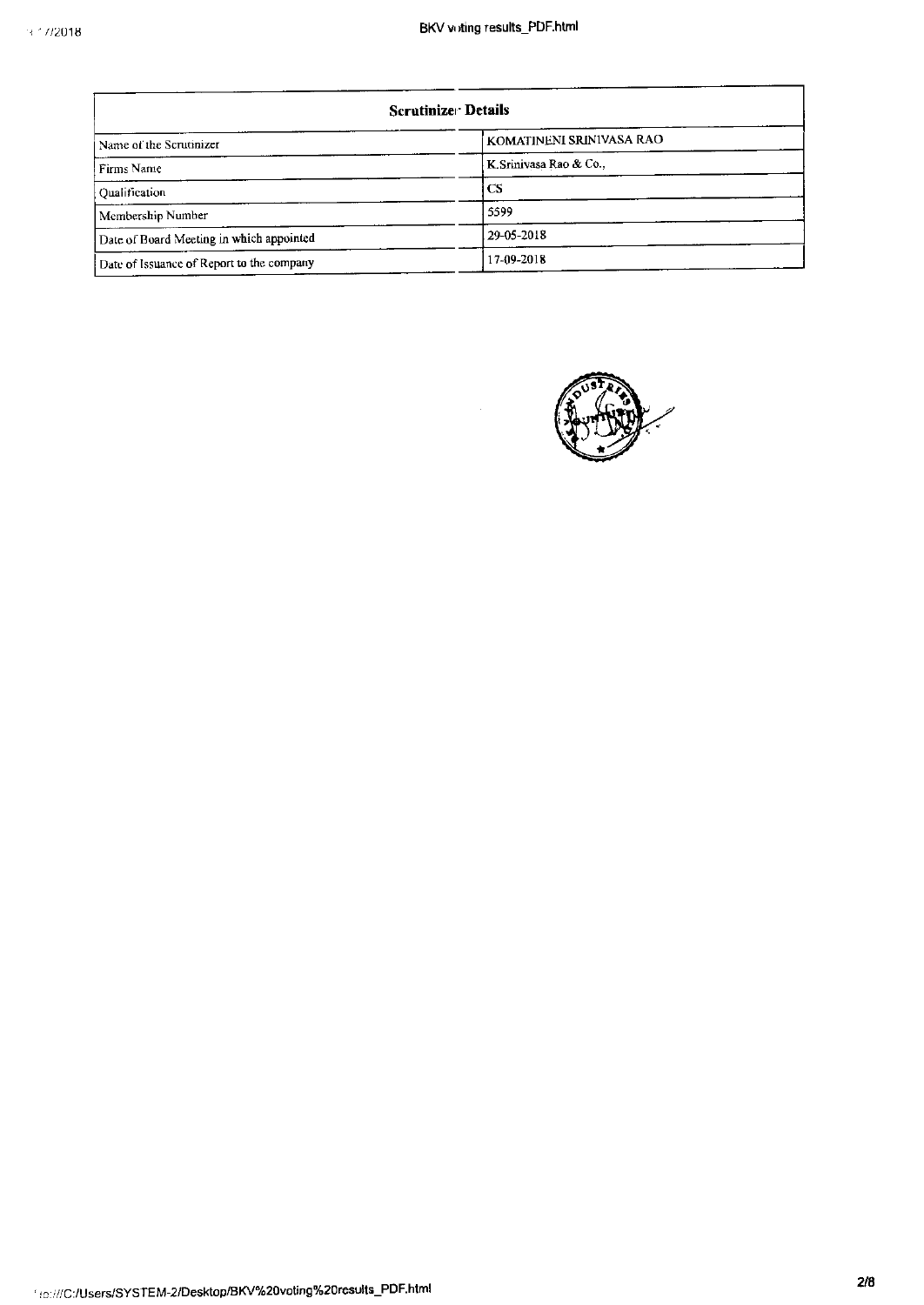| Scrutinizer Details | |
|---|---|
| Name of the Scrutinizer | KOMATINENI SRINIVASA RAO |
| Firms Name | K.Srinivasa Rao & Co., |
| Qualification | CS |
| Membership Number | 5599 |
| Date of Board Meeting in which appointed | 29-05-2018 |
| Date of Issuance of Report to the company | 17-09-2018 |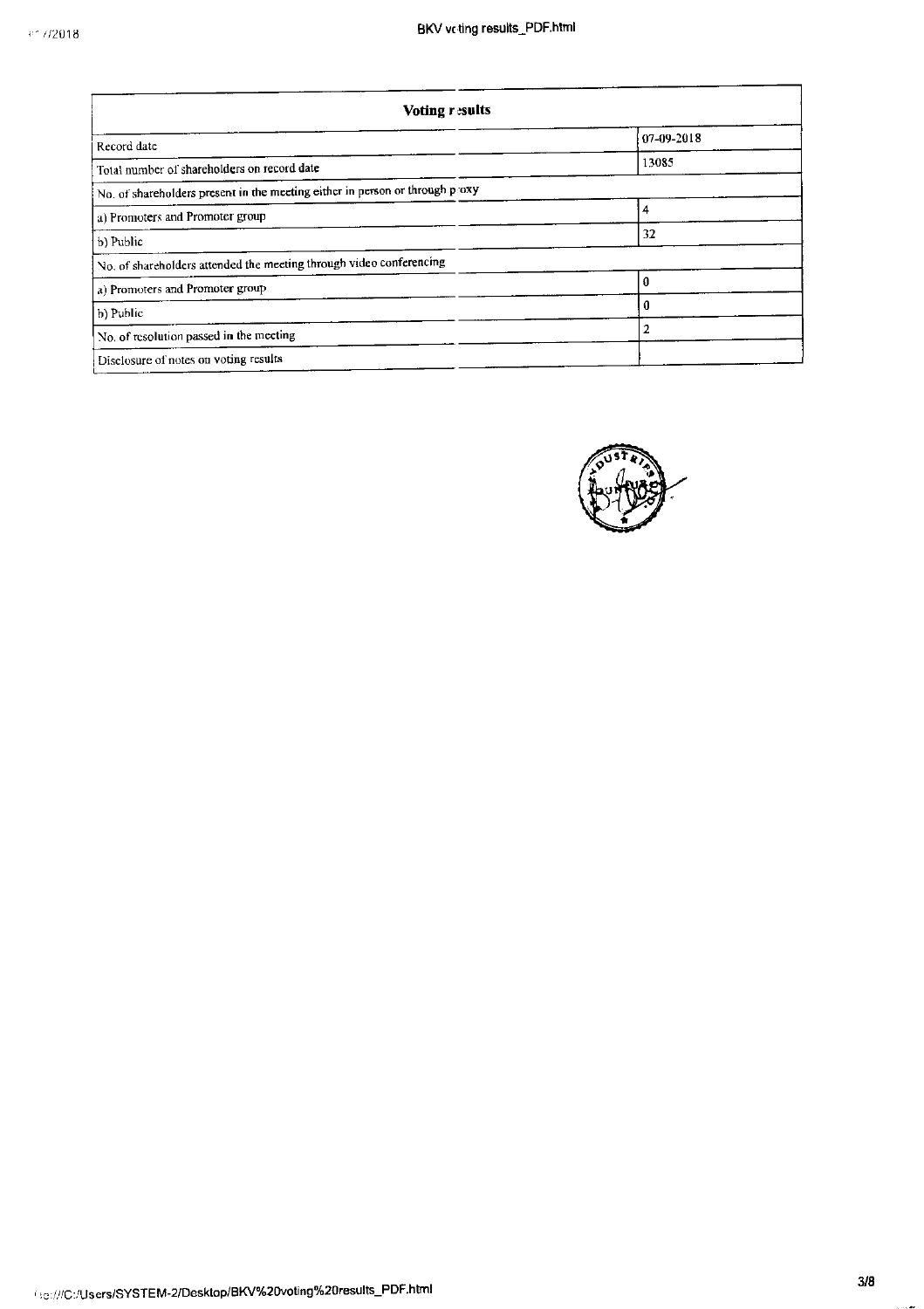| Voting results | |
|---|---|
| Record date | 07-09-2018 |
| Total number of shareholders on record date | 13085 |
| No. of shareholders present in the meeting either in person or through proxy | |
| a) Promoters and Promoter group | 4 |
| b) Public | 32 |
| No. of shareholders attended the meeting through video conferencing | |
| a) Promoters and Promoter group | 0 |
| b) Public | 0 |
| No. of resolution passed in the meeting | 2 |
| Disclosure of notes on voting results | |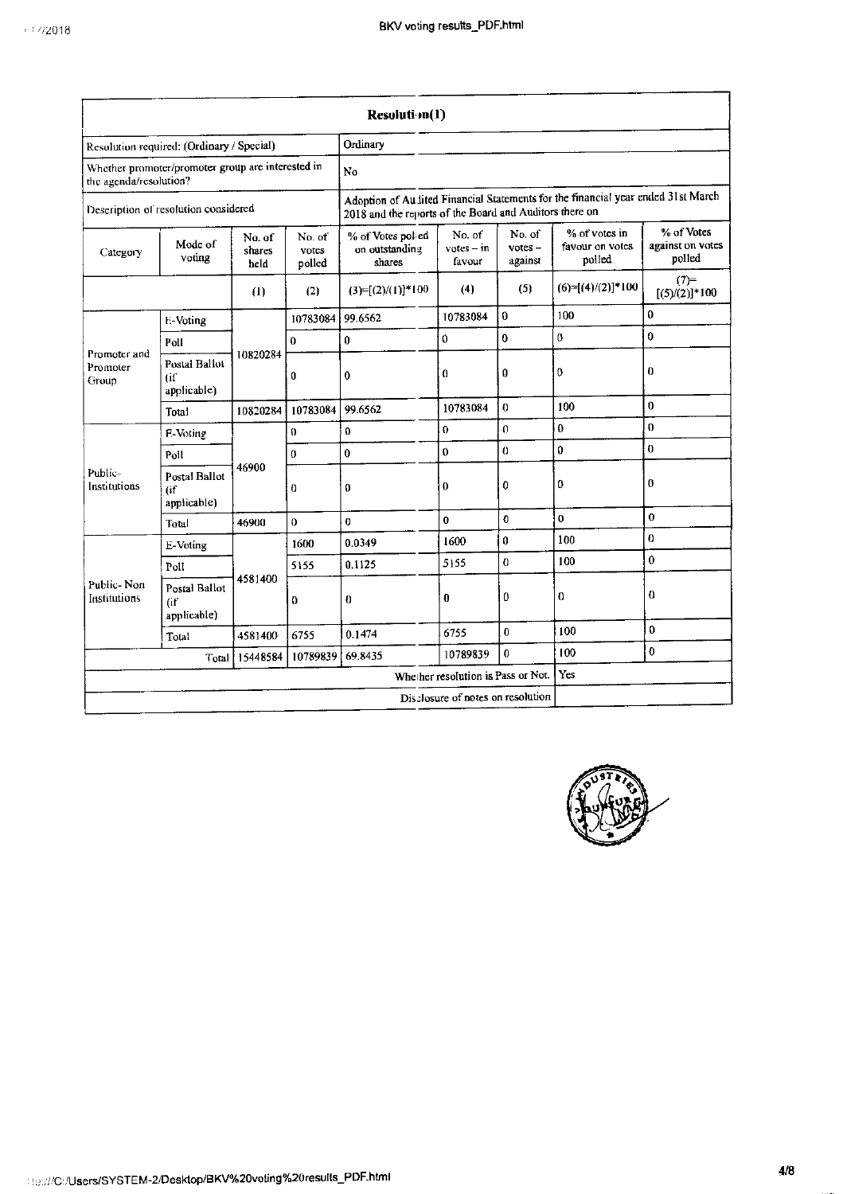| Resolution(1) | | | | | | | | |
|---|---|---|---|---|---|---|---|---|
| Resolution required: (Ordinary / Special) | | | | Ordinary | | | | |
| Whether promoter/promoter group are interested in the agenda/resolution? | | | | No | | | | |
| Description of resolution considered | | | | Adoption of Audited Financial Statements for the financial year ended 31st March 2018 and the reports of the Board and Auditors there on | | | | |
| Category | Mode of voting | No. of shares held | No. of votes polled | % of Votes polled on outstanding shares | No. of votes – in favour | No. of votes – against | % of votes in favour on votes polled | % of Votes against on votes polled |
| | | (1) | (2) | (3)=[(2)/(1)]*100 | (4) | (5) | (6)=[(4)/(2)]*100 | (7)=[(5)/(2)]*100 |
| Promoter and Promoter Group | E-Voting | 10820284 | 10783084 | 99.6562 | 10783084 | 0 | 100 | 0 |
| | Poll | | 0 | 0 | 0 | 0 | 0 | 0 |
| | Postal Ballot (if applicable) | | 0 | 0 | 0 | 0 | 0 | 0 |
| | Total | 10820284 | 10783084 | 99.6562 | 10783084 | 0 | 100 | 0 |
| Public-Institutions | E-Voting | 46900 | 0 | 0 | 0 | 0 | 0 | 0 |
| | Poll | | 0 | 0 | 0 | 0 | 0 | 0 |
| | Postal Ballot (if applicable) | | 0 | 0 | 0 | 0 | 0 | 0 |
| | Total | 46900 | 0 | 0 | 0 | 0 | 0 | 0 |
| Public-Non Institutions | E-Voting | 4581400 | 1600 | 0.0349 | 1600 | 0 | 100 | 0 |
| | Poll | | 5155 | 0.1125 | 5155 | 0 | 100 | 0 |
| | Postal Ballot (if applicable) | | 0 | 0 | 0 | 0 | 0 | 0 |
| | Total | 4581400 | 6755 | 0.1474 | 6755 | 0 | 100 | 0 |
| | Total | 15448584 | 10789839 | 69.8435 | 10789839 | 0 | 100 | 0 |
| | | | | | Whether resolution is Pass or Not. | | Yes | |
| | | | | | Disclosure of notes on resolution | | | |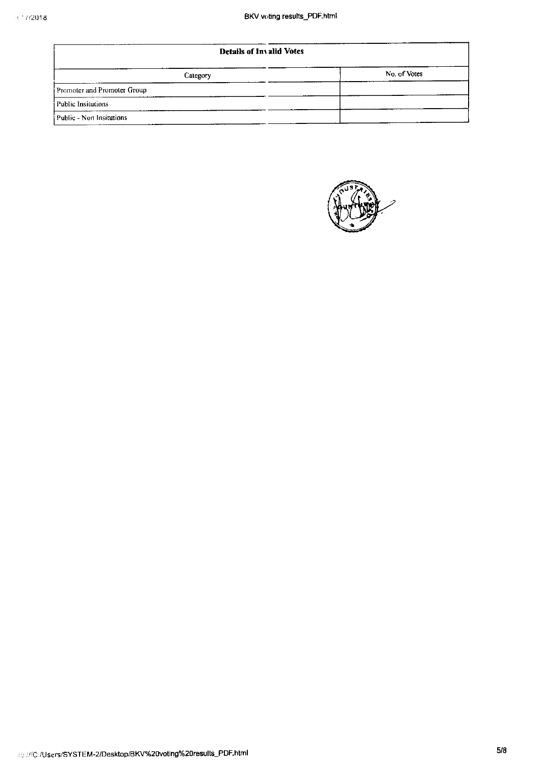| Details of Invalid Votes | |
|---|---|
| Category | No. of Votes |
| Promoter and Promoter Group | |
| Public Insitutions | |
| Public - Non Insitutions | |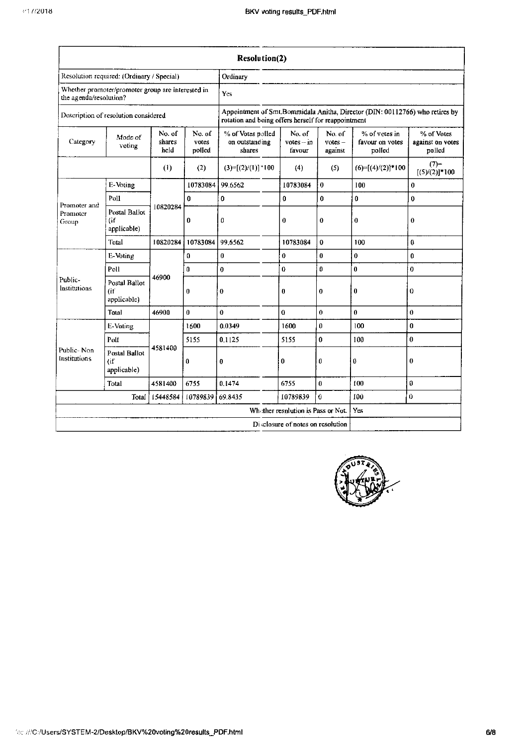| Resolution(2) | | | | | | | | |
|---|---|---|---|---|---|---|---|---|
| Resolution required: (Ordinary / Special) | | | | Ordinary | | | | |
| Whether promoter/promoter group are interested in the agenda/resolution? | | | | Yes | | | | |
| Description of resolution considered | | | | Appointment of Smt.Bommidala Anitha, Director (DIN: 00112766) who retires by rotation and being offers herself for reappointment | | | | |
| Category | Mode of voting | No. of shares held | No. of votes polled | % of Votes polled on outstanding shares | No. of votes – in favour | No. of votes – against | % of votes in favour on votes polled | % of Votes against on votes polled |
| | | (1) | (2) | (3)=[(2)/(1)]*100 | (4) | (5) | (6)=[(4)/(2)]*100 | (7)=[(5)/(2)]*100 |
| Promoter and Promoter Group | E-Voting | 10820284 | 10783084 | 99.6562 | 10783084 | 0 | 100 | 0 |
| | Poll | | 0 | 0 | 0 | 0 | 0 | 0 |
| | Postal Ballot (if applicable) | | 0 | 0 | 0 | 0 | 0 | 0 |
| | Total | 10820284 | 10783084 | 99.6562 | 10783084 | 0 | 100 | 0 |
| Public-Institutions | E-Voting | 46900 | 0 | 0 | 0 | 0 | 0 | 0 |
| | Poll | | 0 | 0 | 0 | 0 | 0 | 0 |
| | Postal Ballot (if applicable) | | 0 | 0 | 0 | 0 | 0 | 0 |
| | Total | 46900 | 0 | 0 | 0 | 0 | 0 | 0 |
| Public- Non Institutions | E-Voting | 4581400 | 1600 | 0.0349 | 1600 | 0 | 100 | 0 |
| | Poll | | 5155 | 0.1125 | 5155 | 0 | 100 | 0 |
| | Postal Ballot (if applicable) | | 0 | 0 | 0 | 0 | 0 | 0 |
| | Total | 4581400 | 6755 | 0.1474 | 6755 | 0 | 100 | 0 |
| | Total | 15448584 | 10789839 | 69.8435 | 10789839 | 0 | 100 | 0 |
| Whether resolution is Pass or Not. | | | | | | | Yes | |
| Disclosure of notes on resolution | | | | | | | | |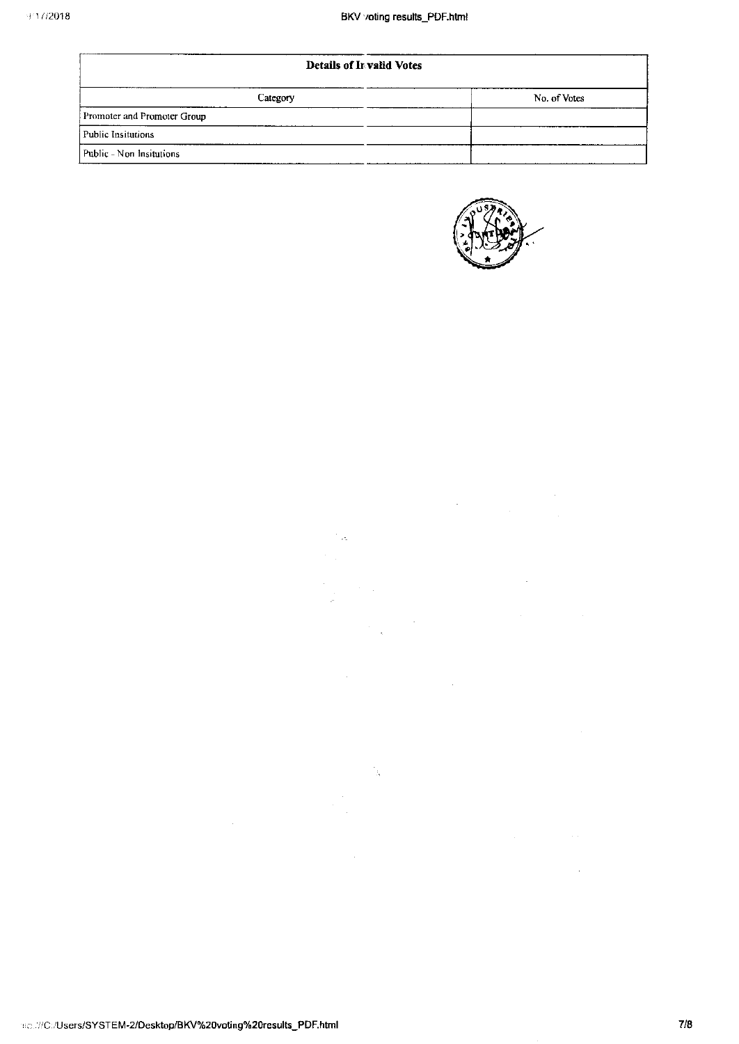| Details of Invalid Votes | |
|---|---|
| Category | No. of Votes |
| Promoter and Promoter Group | |
| Public Insitutions | |
| Public - Non Insitutions | |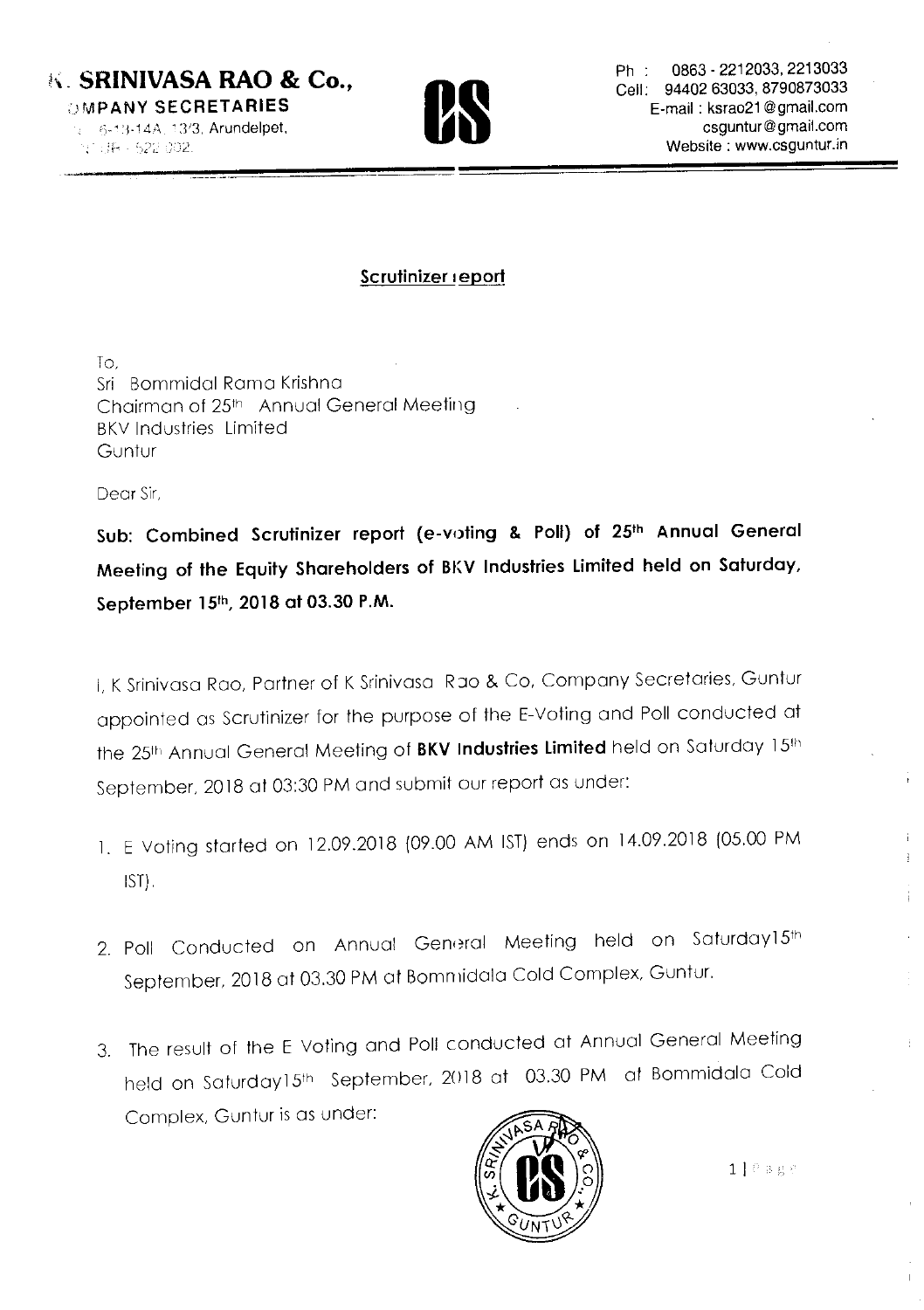**K. SRINIVASA RAO & Co.,**
**COMPANY SECRETARIES**
6-13-14A, 13/3, Arundelpet,
GUNTUR - 522 002.

Ph : 0863 - 2212033, 2213033
Cell: 94402 63033, 8790873033
E-mail : ksrao21@gmail.com
csguntur@gmail.com
Website : www.csguntur.in

## Scrutinizer report

To,
Sri Bommidal Rama Krishna
Chairman of 25th Annual General Meeting
BKV Industries Limited
Guntur

Dear Sir,

**Sub: Combined Scrutinizer report (e-voting & Poll) of 25th Annual General Meeting of the Equity Shareholders of BKV Industries Limited held on Saturday, September 15th, 2018 at 03.30 P.M.**

I, K Srinivasa Rao, Partner of K Srinivasa Rao & Co, Company Secretaries, Guntur appointed as Scrutinizer for the purpose of the E-Voting and Poll conducted at the 25th Annual General Meeting of **BKV Industries Limited** held on Saturday 15th September, 2018 at 03:30 PM and submit our report as under:

1. E Voting started on 12.09.2018 (09.00 AM IST) ends on 14.09.2018 (05.00 PM IST).

2. Poll Conducted on Annual General Meeting held on Saturday15th September, 2018 at 03.30 PM at Bommidala Cold Complex, Guntur.

3. The result of the E Voting and Poll conducted at Annual General Meeting held on Saturday15th September, 2018 at 03.30 PM at Bommidala Cold Complex, Guntur is as under: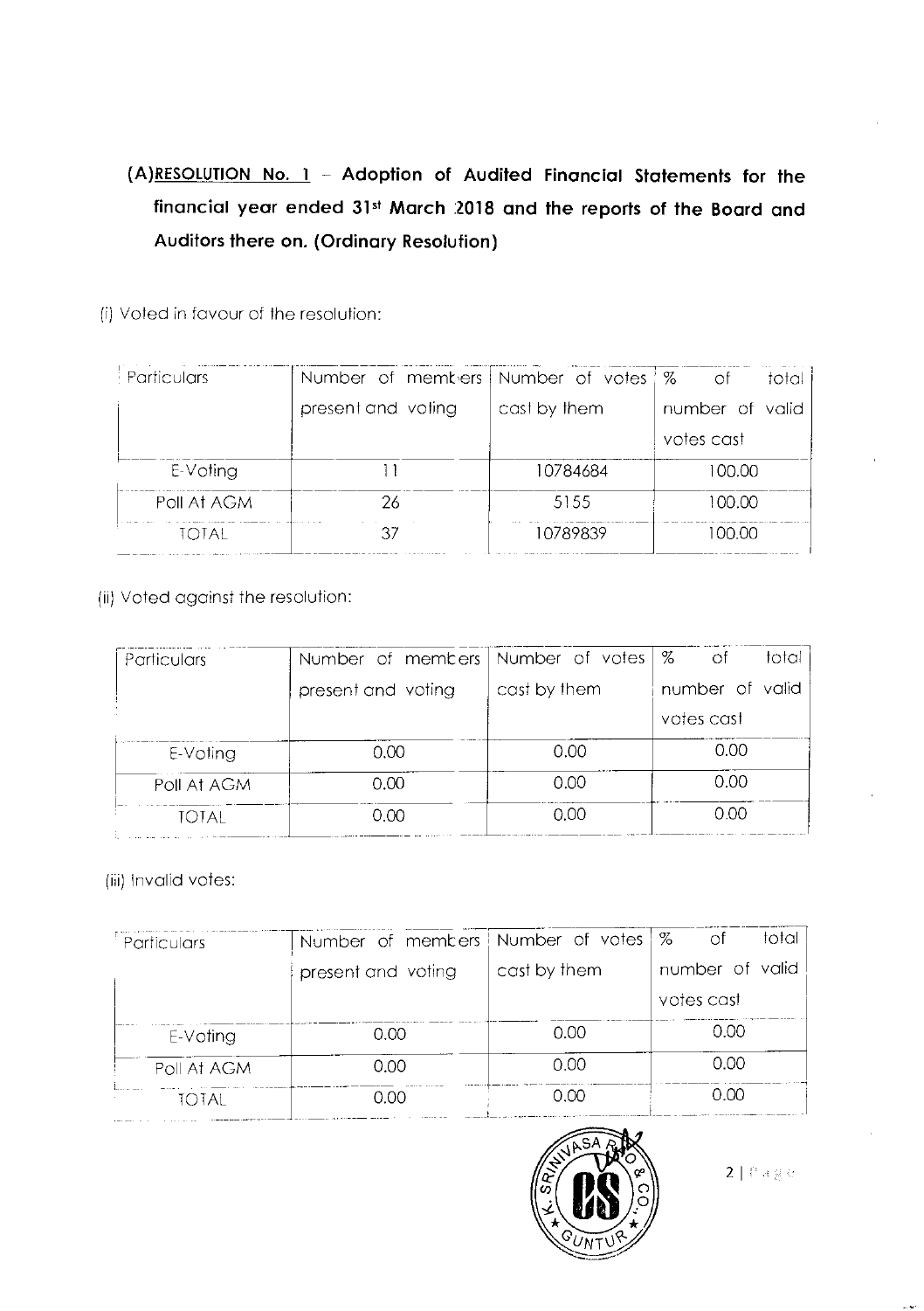## (A)RESOLUTION No. 1 – Adoption of Audited Financial Statements for the financial year ended 31st March 2018 and the reports of the Board and Auditors there on. (Ordinary Resolution)

(i) Voted in favour of the resolution:

| Particulars | Number of members present and voting | Number of votes cast by them | % of total number of valid votes cast |
|---|---|---|---|
| E-Voting | 11 | 10784684 | 100.00 |
| Poll At AGM | 26 | 5155 | 100.00 |
| TOTAL | 37 | 10789839 | 100.00 |

(ii) Voted against the resolution:

| Particulars | Number of members present and voting | Number of votes cast by them | % of total number of valid votes cast |
|---|---|---|---|
| E-Voting | 0.00 | 0.00 | 0.00 |
| Poll At AGM | 0.00 | 0.00 | 0.00 |
| TOTAL | 0.00 | 0.00 | 0.00 |

(iii) Invalid votes:

| Particulars | Number of members present and voting | Number of votes cast by them | % of total number of valid votes cast |
|---|---|---|---|
| E-Voting | 0.00 | 0.00 | 0.00 |
| Poll At AGM | 0.00 | 0.00 | 0.00 |
| TOTAL | 0.00 | 0.00 | 0.00 |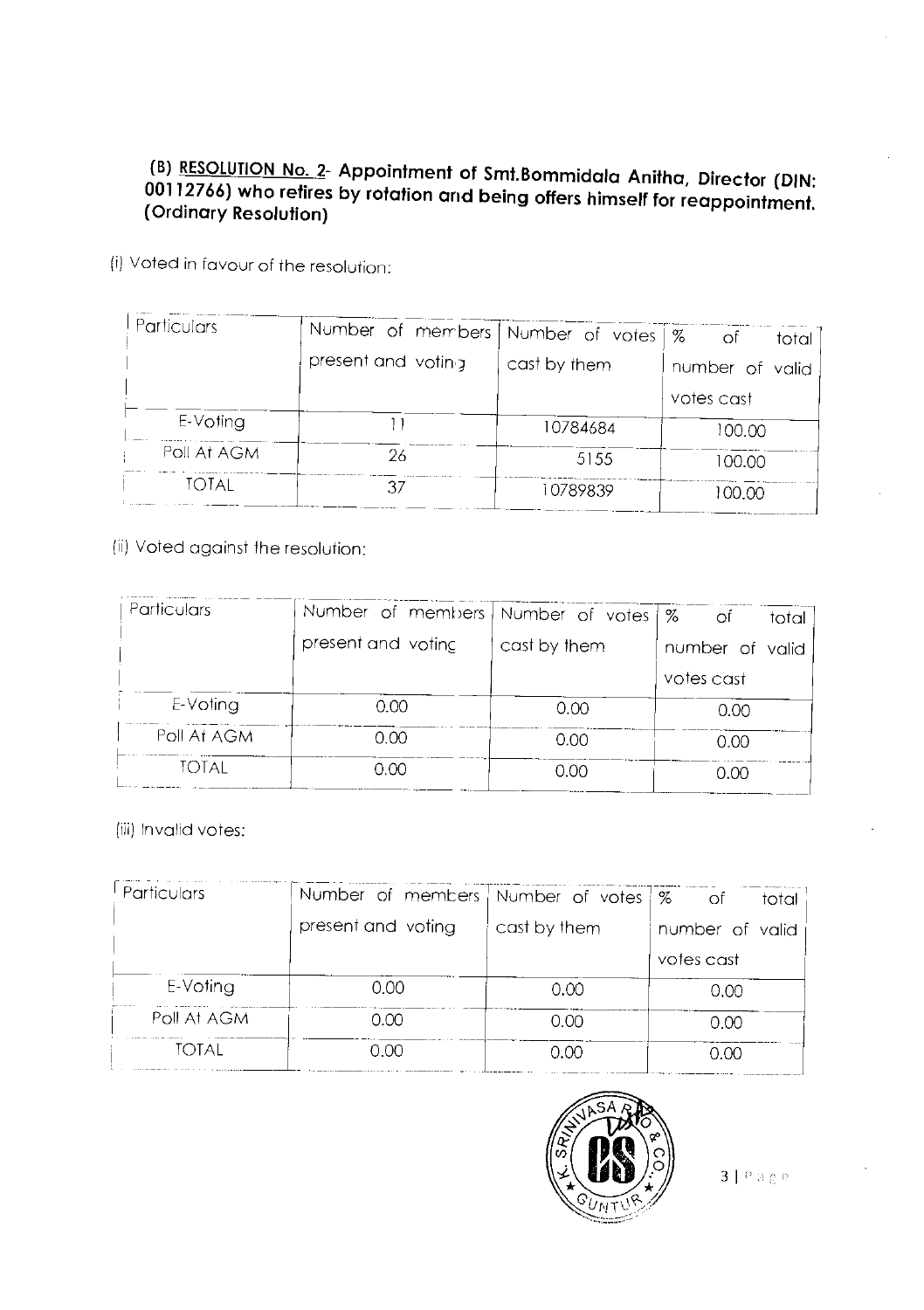**(B) RESOLUTION No. 2- Appointment of Smt.Bommidala Anitha, Director (DIN: 00112766) who retires by rotation and being offers himself for reappointment. (Ordinary Resolution)**

(i) Voted in favour of the resolution:

| Particulars | Number of members present and voting | Number of votes cast by them | % of total number of valid votes cast |
|---|---|---|---|
| E-Voting | 11 | 10784684 | 100.00 |
| Poll At AGM | 26 | 5155 | 100.00 |
| TOTAL | 37 | 10789839 | 100.00 |

(ii) Voted against the resolution:

| Particulars | Number of members present and voting | Number of votes cast by them | % of total number of valid votes cast |
|---|---|---|---|
| E-Voting | 0.00 | 0.00 | 0.00 |
| Poll At AGM | 0.00 | 0.00 | 0.00 |
| TOTAL | 0.00 | 0.00 | 0.00 |

(iii) Invalid votes:

| Particulars | Number of members present and voting | Number of votes cast by them | % of total number of valid votes cast |
|---|---|---|---|
| E-Voting | 0.00 | 0.00 | 0.00 |
| Poll At AGM | 0.00 | 0.00 | 0.00 |
| TOTAL | 0.00 | 0.00 | 0.00 |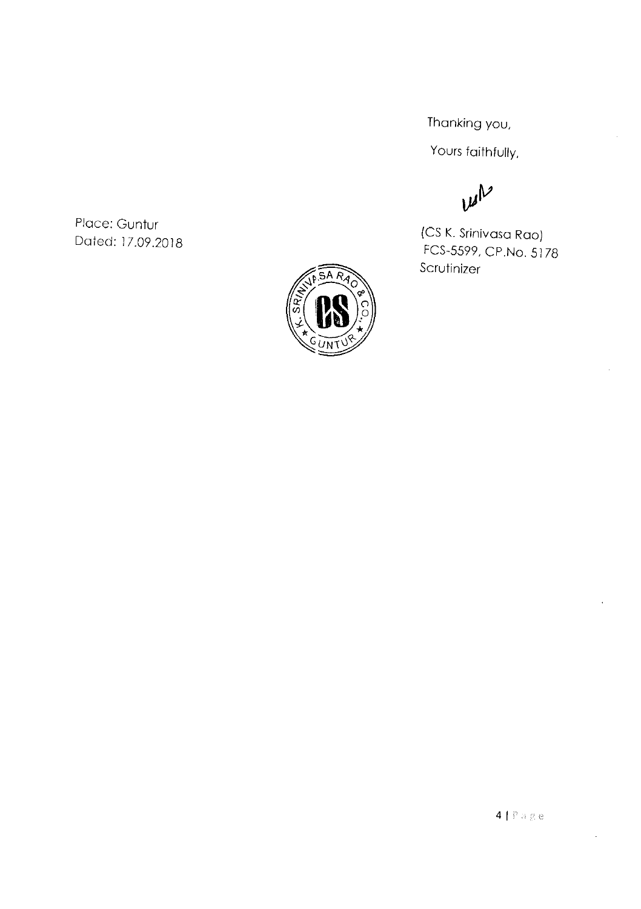Thanking you,

Yours faithfully,

Place: Guntur
Dated: 17.09.2018

(CS K. Srinivasa Rao)
FCS-5599, CP.No. 5178
Scrutinizer